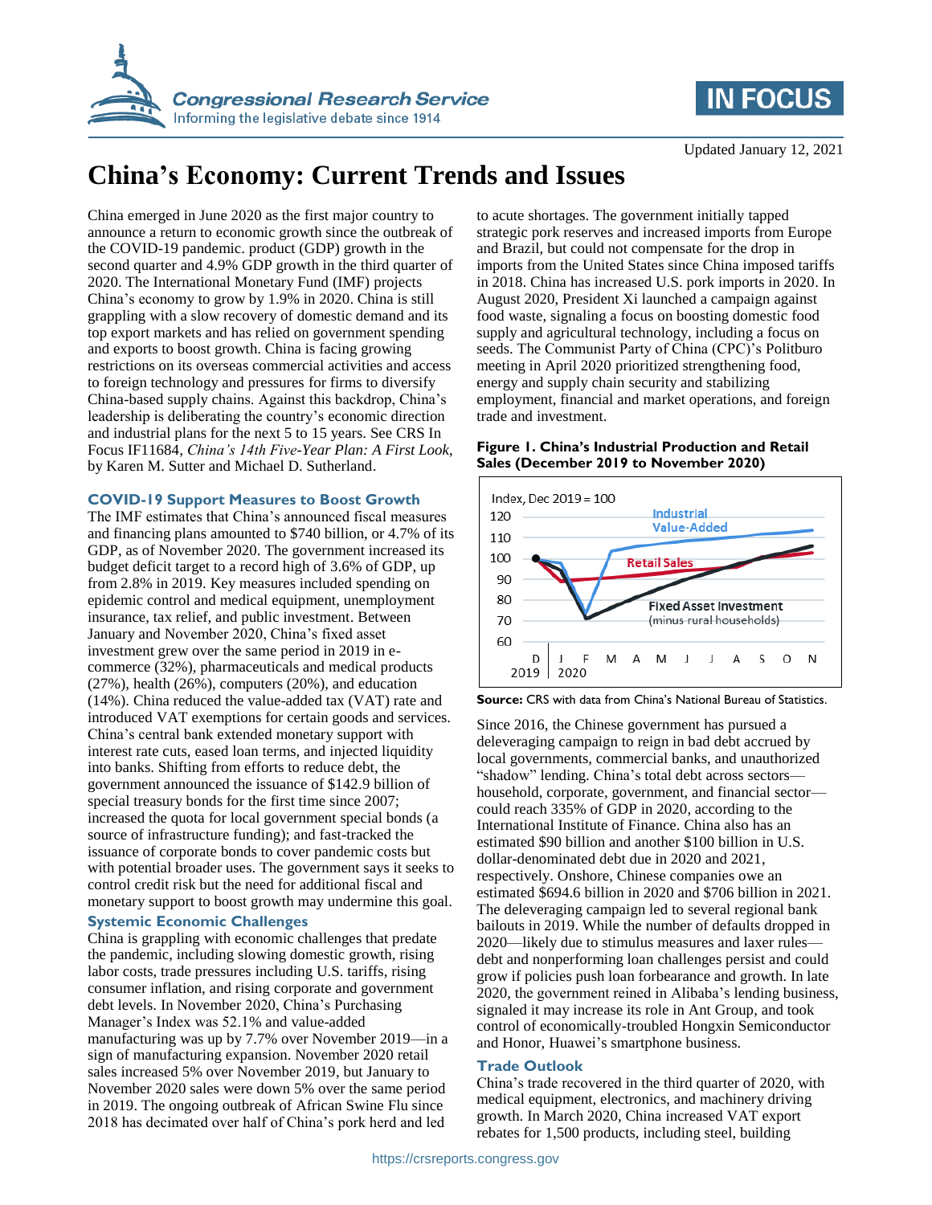# China's Economy: Current Trends and Issues

Updated January 12, 2021

China emerged in June 2020 as the first major country to announce a return to economic growth since the outbreak of the COVID-19 pandemic. product (GDP) growth in the second quarter and 4.9% GDP growth in the third quarter of 2020. The International Monetary Fund (IMF) projects China's economy to grow by 1.9% in 2020. China is still grappling with a slow recovery of domestic demand and its top export markets and has relied on government spending and exports to boost growth. China is facing growing restrictions on its overseas commercial activities and access to foreign technology and pressures for firms to diversify China-based supply chains. Against this backdrop, China's leadership is deliberating the country's economic direction and industrial plans for the next 5 to 15 years. See CRS In Focus IF11684, *China's 14th Five-Year Plan: A First Look*, by Karen M. Sutter and Michael D. Sutherland.

## COVID-19 Support Measures to Boost Growth

The IMF estimates that China's announced fiscal measures and financing plans amounted to $740 billion, or 4.7% of its GDP, as of November 2020. The government increased its budget deficit target to a record high of 3.6% of GDP, up from 2.8% in 2019. Key measures included spending on epidemic control and medical equipment, unemployment insurance, tax relief, and public investment. Between January and November 2020, China's fixed asset investment grew over the same period in 2019 in e-commerce (32%), pharmaceuticals and medical products (27%), health (26%), computers (20%), and education (14%). China reduced the value-added tax (VAT) rate and introduced VAT exemptions for certain goods and services. China's central bank extended monetary support with interest rate cuts, eased loan terms, and injected liquidity into banks. Shifting from efforts to reduce debt, the government announced the issuance of $142.9 billion of special treasury bonds for the first time since 2007; increased the quota for local government special bonds (a source of infrastructure funding); and fast-tracked the issuance of corporate bonds to cover pandemic costs but with potential broader uses. The government says it seeks to control credit risk but the need for additional fiscal and monetary support to boost growth may undermine this goal.

## Systemic Economic Challenges

China is grappling with economic challenges that predate the pandemic, including slowing domestic growth, rising labor costs, trade pressures including U.S. tariffs, rising consumer inflation, and rising corporate and government debt levels. In November 2020, China's Purchasing Manager's Index was 52.1% and value-added manufacturing was up by 7.7% over November 2019—in a sign of manufacturing expansion. November 2020 retail sales increased 5% over November 2019, but January to November 2020 sales were down 5% over the same period in 2019. The ongoing outbreak of African Swine Flu since 2018 has decimated over half of China's pork herd and led to acute shortages. The government initially tapped strategic pork reserves and increased imports from Europe and Brazil, but could not compensate for the drop in imports from the United States since China imposed tariffs in 2018. China has increased U.S. pork imports in 2020. In August 2020, President Xi launched a campaign against food waste, signaling a focus on boosting domestic food supply and agricultural technology, including a focus on seeds. The Communist Party of China (CPC)'s Politburo meeting in April 2020 prioritized strengthening food, energy and supply chain security and stabilizing employment, financial and market operations, and foreign trade and investment.

**Figure 1. China's Industrial Production and Retail Sales (December 2019 to November 2020)**

**Source:** CRS with data from China's National Bureau of Statistics.

Since 2016, the Chinese government has pursued a deleveraging campaign to reign in bad debt accrued by local governments, commercial banks, and unauthorized "shadow" lending. China's total debt across sectors—household, corporate, government, and financial sector—could reach 335% of GDP in 2020, according to the International Institute of Finance. China also has an estimated $90 billion and another $100 billion in U.S. dollar-denominated debt due in 2020 and 2021, respectively. Onshore, Chinese companies owe an estimated $694.6 billion in 2020 and $706 billion in 2021. The deleveraging campaign led to several regional bank bailouts in 2019. While the number of defaults dropped in 2020—likely due to stimulus measures and laxer rules—debt and nonperforming loan challenges persist and could grow if policies push loan forbearance and growth. In late 2020, the government reined in Alibaba's lending business, signaled it may increase its role in Ant Group, and took control of economically-troubled Hongxin Semiconductor and Honor, Huawei's smartphone business.

## Trade Outlook

China's trade recovered in the third quarter of 2020, with medical equipment, electronics, and machinery driving growth. In March 2020, China increased VAT export rebates for 1,500 products, including steel, building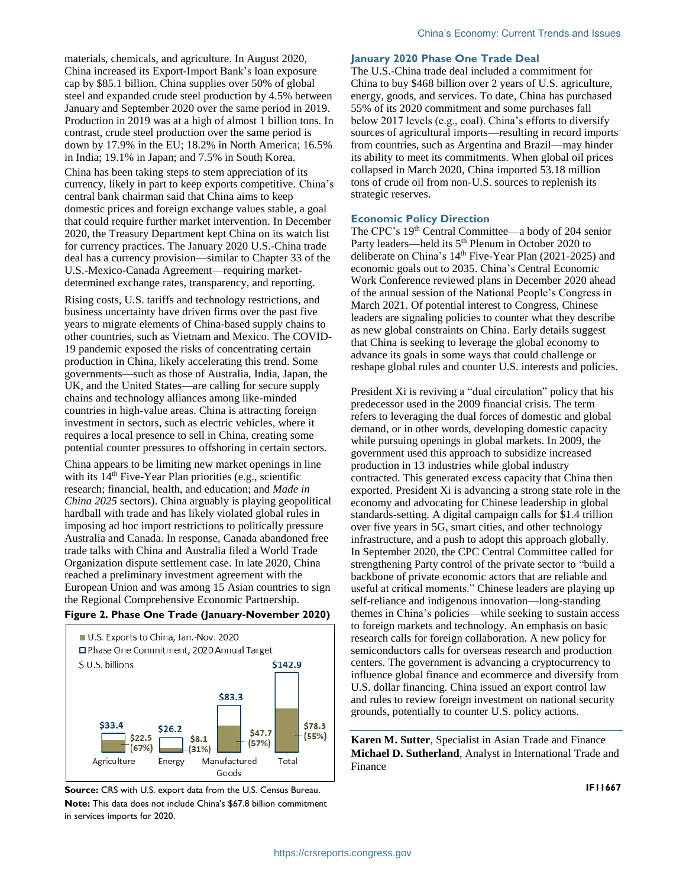materials, chemicals, and agriculture. In August 2020, China increased its Export-Import Bank's loan exposure cap by $85.1 billion. China supplies over 50% of global steel and expanded crude steel production by 4.5% between January and September 2020 over the same period in 2019. Production in 2019 was at a high of almost 1 billion tons. In contrast, crude steel production over the same period is down by 17.9% in the EU; 18.2% in North America; 16.5% in India; 19.1% in Japan; and 7.5% in South Korea.

China has been taking steps to stem appreciation of its currency, likely in part to keep exports competitive. China's central bank chairman said that China aims to keep domestic prices and foreign exchange values stable, a goal that could require further market intervention. In December 2020, the Treasury Department kept China on its watch list for currency practices. The January 2020 U.S.-China trade deal has a currency provision—similar to Chapter 33 of the U.S.-Mexico-Canada Agreement—requiring market-determined exchange rates, transparency, and reporting.

Rising costs, U.S. tariffs and technology restrictions, and business uncertainty have driven firms over the past five years to migrate elements of China-based supply chains to other countries, such as Vietnam and Mexico. The COVID-19 pandemic exposed the risks of concentrating certain production in China, likely accelerating this trend. Some governments—such as those of Australia, India, Japan, the UK, and the United States—are calling for secure supply chains and technology alliances among like-minded countries in high-value areas. China is attracting foreign investment in sectors, such as electric vehicles, where it requires a local presence to sell in China, creating some potential counter pressures to offshoring in certain sectors.

China appears to be limiting new market openings in line with its 14th Five-Year Plan priorities (e.g., scientific research; financial, health, and education; and *Made in China 2025* sectors). China arguably is playing geopolitical hardball with trade and has likely violated global rules in imposing ad hoc import restrictions to politically pressure Australia and Canada. In response, Canada abandoned free trade talks with China and Australia filed a World Trade Organization dispute settlement case. In late 2020, China reached a preliminary investment agreement with the European Union and was among 15 Asian countries to sign the Regional Comprehensive Economic Partnership.

**Figure 2. Phase One Trade (January-November 2020)**

| $ U.S. billions | Agriculture | Energy | Manufactured Goods | Total |
|---|---|---|---|---|
| U.S. Exports to China, Jan.-Nov. 2020 | $22.5 (67%) | $8.1 (31%) | $47.7 (57%) | $78.3 (55%) |
| Phase One Commitment, 2020 Annual Target | $33.4 | $26.2 | $83.3 | $142.9 |

**Source:** CRS with U.S. export data from the U.S. Census Bureau.

**Note:** This data does not include China's $67.8 billion commitment in services imports for 2020.

## January 2020 Phase One Trade Deal

The U.S.-China trade deal included a commitment for China to buy $468 billion over 2 years of U.S. agriculture, energy, goods, and services. To date, China has purchased 55% of its 2020 commitment and some purchases fall below 2017 levels (e.g., coal). China's efforts to diversify sources of agricultural imports—resulting in record imports from countries, such as Argentina and Brazil—may hinder its ability to meet its commitments. When global oil prices collapsed in March 2020, China imported 53.18 million tons of crude oil from non-U.S. sources to replenish its strategic reserves.

## Economic Policy Direction

The CPC's 19th Central Committee—a body of 204 senior Party leaders—held its 5th Plenum in October 2020 to deliberate on China's 14th Five-Year Plan (2021-2025) and economic goals out to 2035. China's Central Economic Work Conference reviewed plans in December 2020 ahead of the annual session of the National People's Congress in March 2021. Of potential interest to Congress, Chinese leaders are signaling policies to counter what they describe as new global constraints on China. Early details suggest that China is seeking to leverage the global economy to advance its goals in some ways that could challenge or reshape global rules and counter U.S. interests and policies.

President Xi is reviving a "dual circulation" policy that his predecessor used in the 2009 financial crisis. The term refers to leveraging the dual forces of domestic and global demand, or in other words, developing domestic capacity while pursuing openings in global markets. In 2009, the government used this approach to subsidize increased production in 13 industries while global industry contracted. This generated excess capacity that China then exported. President Xi is advancing a strong state role in the economy and advocating for Chinese leadership in global standards-setting. A digital campaign calls for $1.4 trillion over five years in 5G, smart cities, and other technology infrastructure, and a push to adopt this approach globally. In September 2020, the CPC Central Committee called for strengthening Party control of the private sector to "build a backbone of private economic actors that are reliable and useful at critical moments." Chinese leaders are playing up self-reliance and indigenous innovation—long-standing themes in China's policies—while seeking to sustain access to foreign markets and technology. An emphasis on basic research calls for foreign collaboration. A new policy for semiconductors calls for overseas research and production centers. The government is advancing a cryptocurrency to influence global finance and ecommerce and diversify from U.S. dollar financing. China issued an export control law and rules to review foreign investment on national security grounds, potentially to counter U.S. policy actions.

**Karen M. Sutter**, Specialist in Asian Trade and Finance
**Michael D. Sutherland**, Analyst in International Trade and Finance

IF11667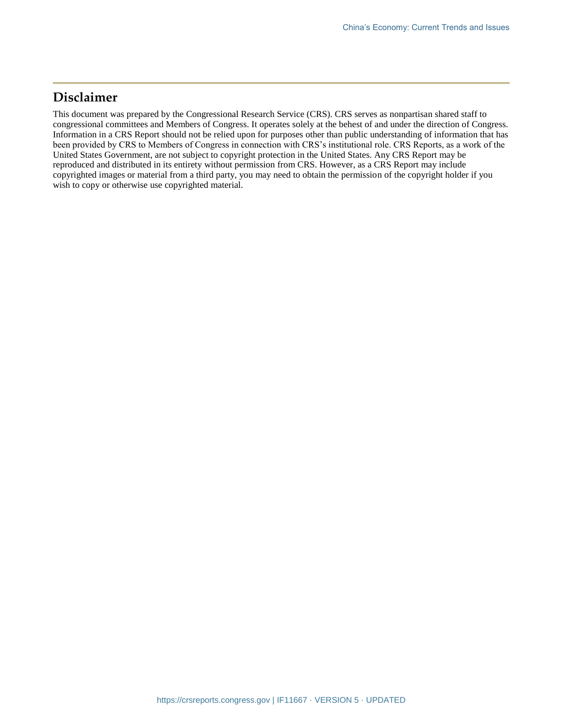## Disclaimer

This document was prepared by the Congressional Research Service (CRS). CRS serves as nonpartisan shared staff to congressional committees and Members of Congress. It operates solely at the behest of and under the direction of Congress. Information in a CRS Report should not be relied upon for purposes other than public understanding of information that has been provided by CRS to Members of Congress in connection with CRS's institutional role. CRS Reports, as a work of the United States Government, are not subject to copyright protection in the United States. Any CRS Report may be reproduced and distributed in its entirety without permission from CRS. However, as a CRS Report may include copyrighted images or material from a third party, you may need to obtain the permission of the copyright holder if you wish to copy or otherwise use copyrighted material.